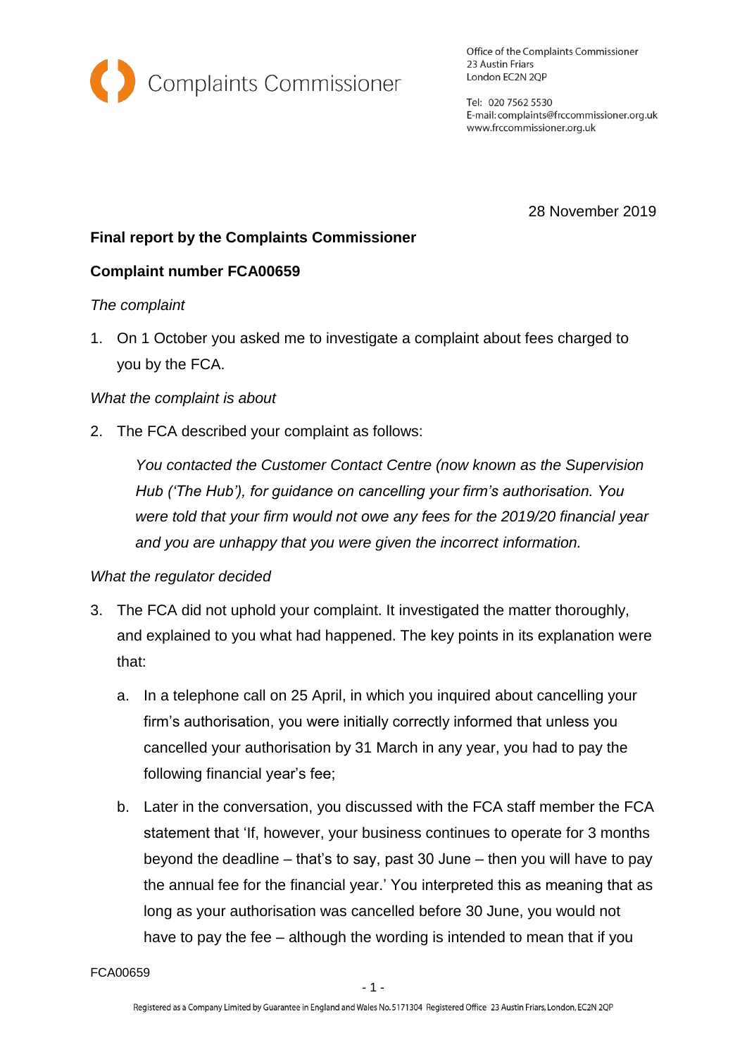Complaints Commissioner

Office of the Complaints Commissioner
23 Austin Friars
London EC2N 2QP

Tel: 020 7562 5530
E-mail: complaints@frccommissioner.org.uk
www.frccommissioner.org.uk

28 November 2019

**Final report by the Complaints Commissioner**

**Complaint number FCA00659**

*The complaint*

1. On 1 October you asked me to investigate a complaint about fees charged to you by the FCA.

*What the complaint is about*

2. The FCA described your complaint as follows:

   *You contacted the Customer Contact Centre (now known as the Supervision Hub ('The Hub'), for guidance on cancelling your firm's authorisation. You were told that your firm would not owe any fees for the 2019/20 financial year and you are unhappy that you were given the incorrect information.*

*What the regulator decided*

3. The FCA did not uphold your complaint. It investigated the matter thoroughly, and explained to you what had happened. The key points in its explanation were that:

   a. In a telephone call on 25 April, in which you inquired about cancelling your firm's authorisation, you were initially correctly informed that unless you cancelled your authorisation by 31 March in any year, you had to pay the following financial year's fee;

   b. Later in the conversation, you discussed with the FCA staff member the FCA statement that 'If, however, your business continues to operate for 3 months beyond the deadline – that's to say, past 30 June – then you will have to pay the annual fee for the financial year.' You interpreted this as meaning that as long as your authorisation was cancelled before 30 June, you would not have to pay the fee – although the wording is intended to mean that if you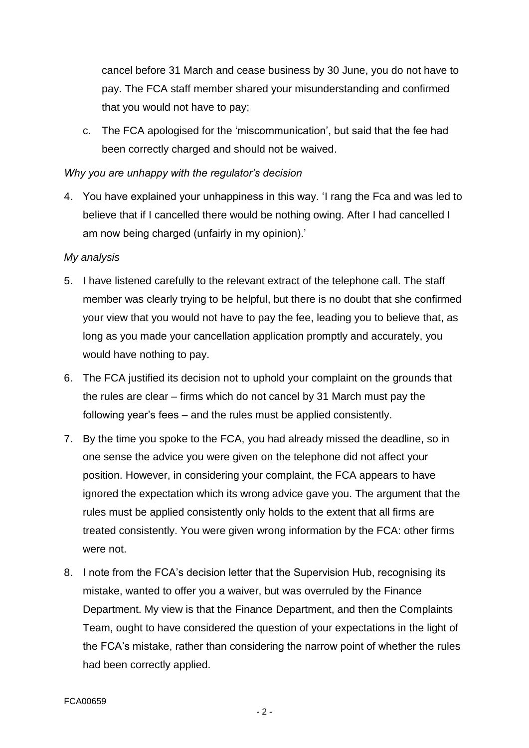cancel before 31 March and cease business by 30 June, you do not have to pay. The FCA staff member shared your misunderstanding and confirmed that you would not have to pay;

c. The FCA apologised for the 'miscommunication', but said that the fee had been correctly charged and should not be waived.

*Why you are unhappy with the regulator's decision*

4. You have explained your unhappiness in this way. 'I rang the Fca and was led to believe that if I cancelled there would be nothing owing. After I had cancelled I am now being charged (unfairly in my opinion).'

*My analysis*

5. I have listened carefully to the relevant extract of the telephone call. The staff member was clearly trying to be helpful, but there is no doubt that she confirmed your view that you would not have to pay the fee, leading you to believe that, as long as you made your cancellation application promptly and accurately, you would have nothing to pay.

6. The FCA justified its decision not to uphold your complaint on the grounds that the rules are clear – firms which do not cancel by 31 March must pay the following year's fees – and the rules must be applied consistently.

7. By the time you spoke to the FCA, you had already missed the deadline, so in one sense the advice you were given on the telephone did not affect your position. However, in considering your complaint, the FCA appears to have ignored the expectation which its wrong advice gave you. The argument that the rules must be applied consistently only holds to the extent that all firms are treated consistently. You were given wrong information by the FCA: other firms were not.

8. I note from the FCA's decision letter that the Supervision Hub, recognising its mistake, wanted to offer you a waiver, but was overruled by the Finance Department. My view is that the Finance Department, and then the Complaints Team, ought to have considered the question of your expectations in the light of the FCA's mistake, rather than considering the narrow point of whether the rules had been correctly applied.

FCA00659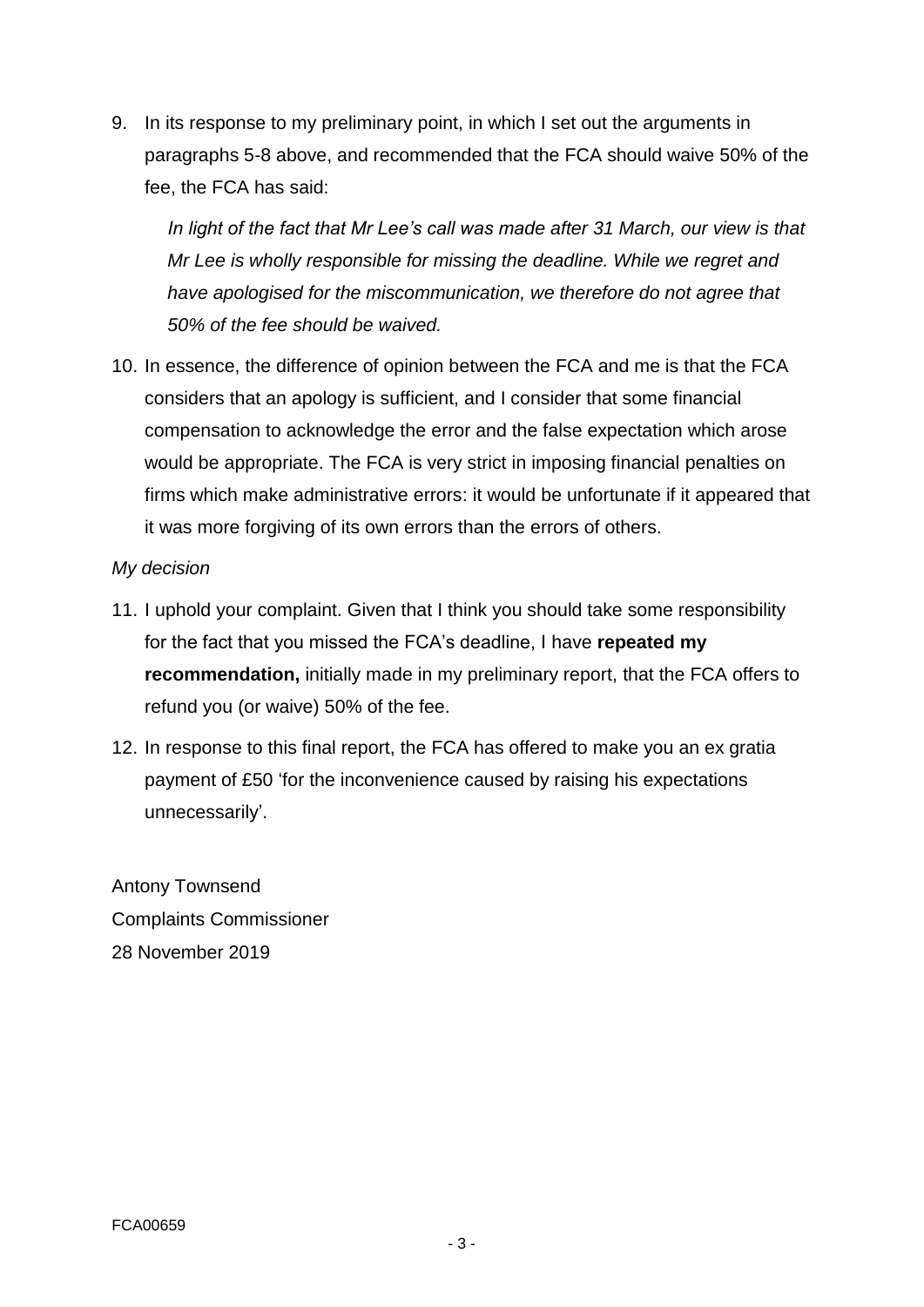9. In its response to my preliminary point, in which I set out the arguments in paragraphs 5-8 above, and recommended that the FCA should waive 50% of the fee, the FCA has said:

   *In light of the fact that Mr Lee's call was made after 31 March, our view is that Mr Lee is wholly responsible for missing the deadline. While we regret and have apologised for the miscommunication, we therefore do not agree that 50% of the fee should be waived.*

10. In essence, the difference of opinion between the FCA and me is that the FCA considers that an apology is sufficient, and I consider that some financial compensation to acknowledge the error and the false expectation which arose would be appropriate. The FCA is very strict in imposing financial penalties on firms which make administrative errors: it would be unfortunate if it appeared that it was more forgiving of its own errors than the errors of others.

*My decision*

11. I uphold your complaint. Given that I think you should take some responsibility for the fact that you missed the FCA's deadline, I have **repeated my recommendation,** initially made in my preliminary report, that the FCA offers to refund you (or waive) 50% of the fee.

12. In response to this final report, the FCA has offered to make you an ex gratia payment of £50 'for the inconvenience caused by raising his expectations unnecessarily'.

Antony Townsend
Complaints Commissioner
28 November 2019

FCA00659